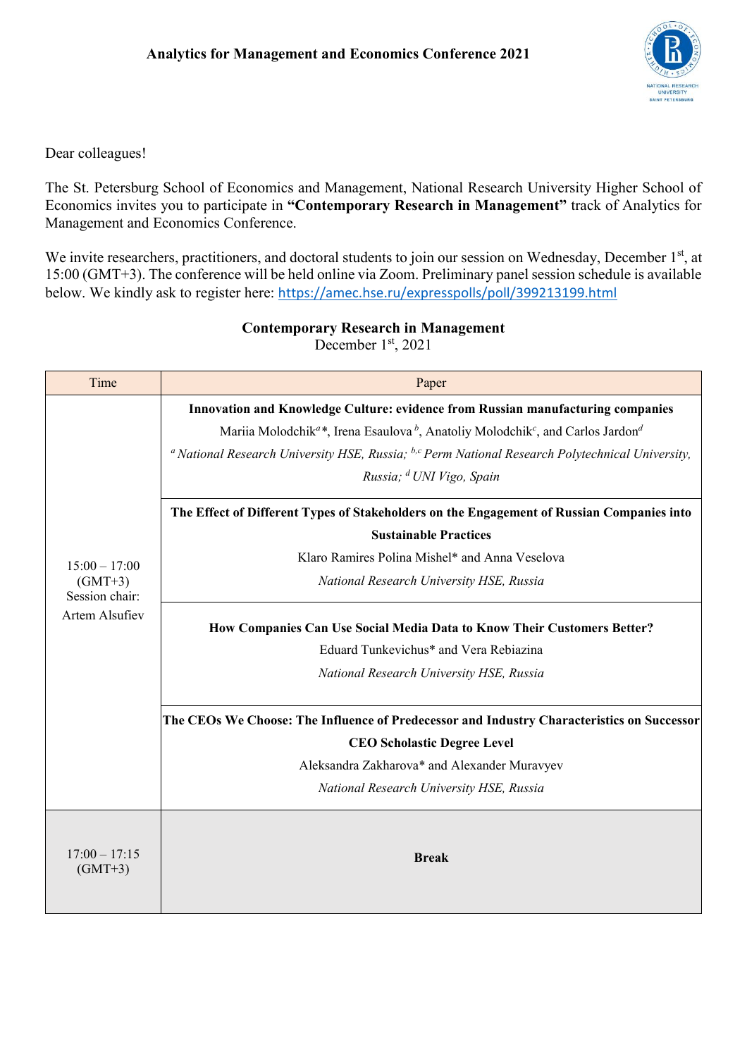# Analytics for Management and Economics Conference 2021

Dear colleagues!

The St. Petersburg School of Economics and Management, National Research University Higher School of Economics invites you to participate in **"Contemporary Research in Management"** track of Analytics for Management and Economics Conference.

We invite researchers, practitioners, and doctoral students to join our session on Wednesday, December 1[st], at 15:00 (GMT+3). The conference will be held online via Zoom. Preliminary panel session schedule is available below. We kindly ask to register here: https://amec.hse.ru/expresspolls/poll/399213199.html

## Contemporary Research in Management

December 1[st], 2021

| Time | Paper |
| --- | --- |
| 15:00 – 17:00 (GMT+3) Session chair: Artem Alsufiev | **Innovation and Knowledge Culture: evidence from Russian manufacturing companies** Mariia Molodchik[a]*, Irena Esaulova[b], Anatoliy Molodchik[c], and Carlos Jardon[d] *[a] National Research University HSE, Russia; [b,c] Perm National Research Polytechnical University, Russia; [d] UNI Vigo, Spain* |
| | **The Effect of Different Types of Stakeholders on the Engagement of Russian Companies into Sustainable Practices** Klaro Ramires Polina Mishel* and Anna Veselova *National Research University HSE, Russia* |
| | **How Companies Can Use Social Media Data to Know Their Customers Better?** Eduard Tunkevichus* and Vera Rebiazina *National Research University HSE, Russia* |
| | **The CEOs We Choose: The Influence of Predecessor and Industry Characteristics on Successor CEO Scholastic Degree Level** Aleksandra Zakharova* and Alexander Muravyev *National Research University HSE, Russia* |
| 17:00 – 17:15 (GMT+3) | **Break** |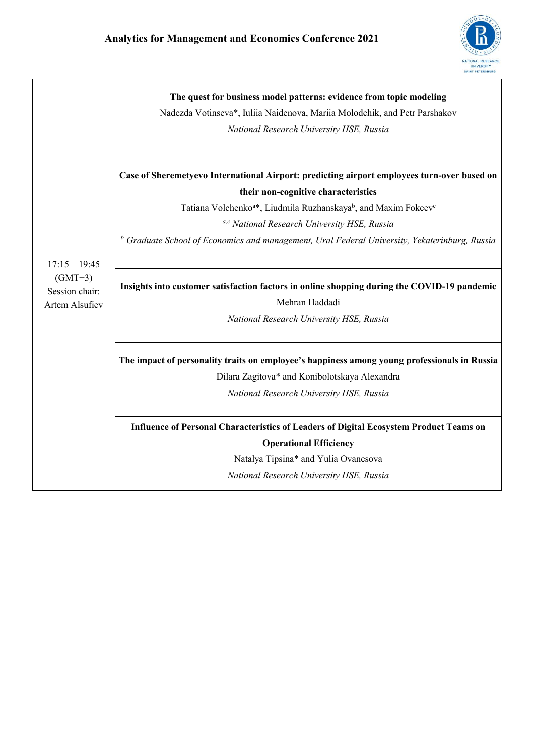| | |
|---|---|
| 17:15 – 19:45 (GMT+3) Session chair: Artem Alsufiev | **The quest for business model patterns: evidence from topic modeling**<br>Nadezda Votinseva*, Iuliia Naidenova, Mariia Molodchik, and Petr Parshakov<br>*National Research University HSE, Russia* |
| | **Case of Sheremetyevo International Airport: predicting airport employees turn-over based on their non-cognitive characteristics**<br>Tatiana Volchenko[a]*, Liudmila Ruzhanskaya[b], and Maxim Fokeev[c]<br>[a,c] *National Research University HSE, Russia*<br>[b] *Graduate School of Economics and management, Ural Federal University, Yekaterinburg, Russia* |
| | **Insights into customer satisfaction factors in online shopping during the COVID-19 pandemic**<br>Mehran Haddadi<br>*National Research University HSE, Russia* |
| | **The impact of personality traits on employee's happiness among young professionals in Russia**<br>Dilara Zagitova* and Konibolotskaya Alexandra<br>*National Research University HSE, Russia* |
| | **Influence of Personal Characteristics of Leaders of Digital Ecosystem Product Teams on Operational Efficiency**<br>Natalya Tipsina* and Yulia Ovanesova<br>*National Research University HSE, Russia* |